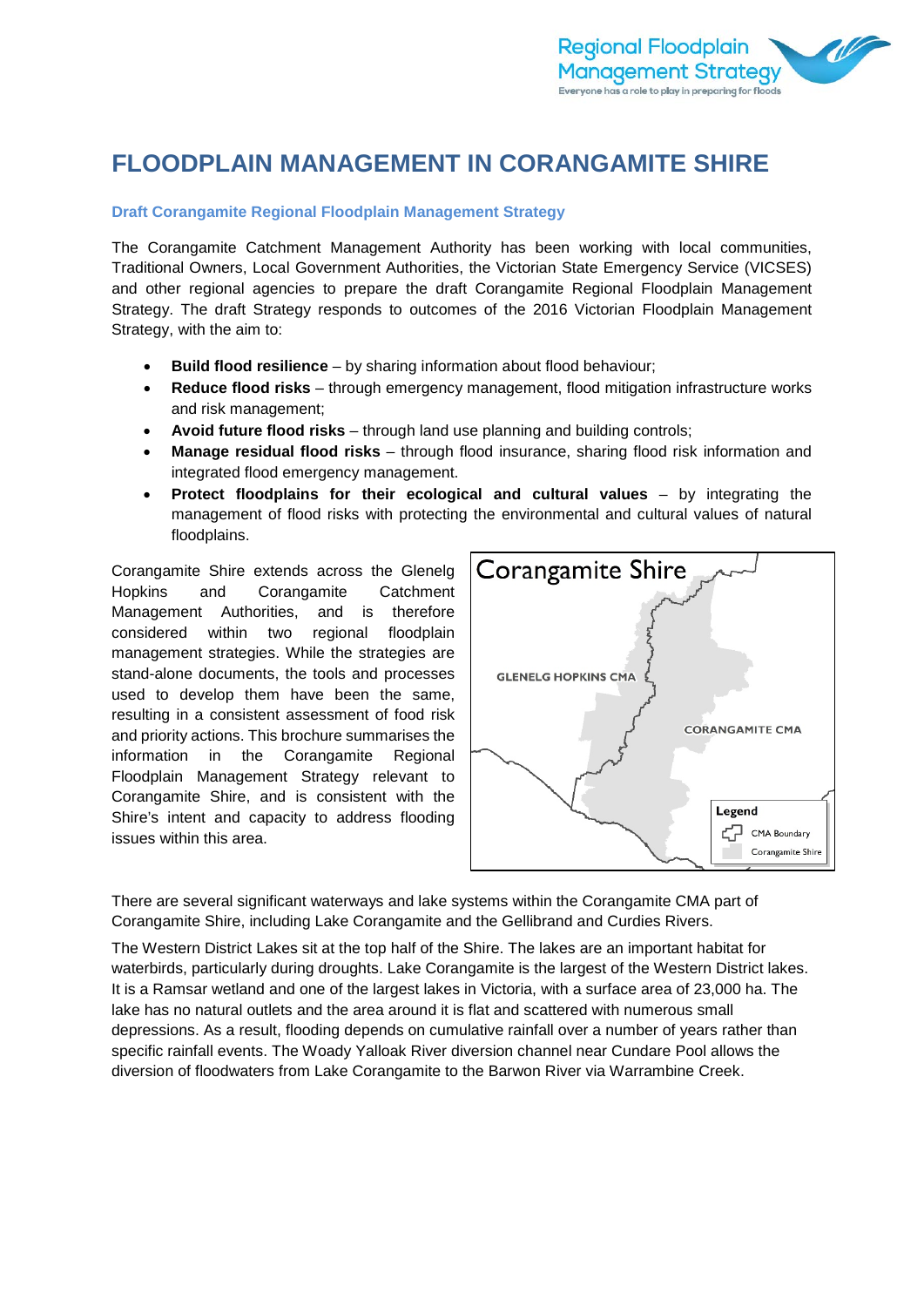# FLOODPLAIN MANAGEMENT IN CORANGAMITE SHIRE

### Draft Corangamite Regional Floodplain Management Strategy

The Corangamite Catchment Management Authority has been working with local communities, Traditional Owners, Local Government Authorities, the Victorian State Emergency Service (VICSES) and other regional agencies to prepare the draft Corangamite Regional Floodplain Management Strategy. The draft Strategy responds to outcomes of the 2016 Victorian Floodplain Management Strategy, with the aim to:

- **Build flood resilience** – by sharing information about flood behaviour;
- **Reduce flood risks** – through emergency management, flood mitigation infrastructure works and risk management;
- **Avoid future flood risks** – through land use planning and building controls;
- **Manage residual flood risks** – through flood insurance, sharing flood risk information and integrated flood emergency management.
- **Protect floodplains for their ecological and cultural values** – by integrating the management of flood risks with protecting the environmental and cultural values of natural floodplains.

Corangamite Shire extends across the Glenelg Hopkins and Corangamite Catchment Management Authorities, and is therefore considered within two regional floodplain management strategies. While the strategies are stand-alone documents, the tools and processes used to develop them have been the same, resulting in a consistent assessment of food risk and priority actions. This brochure summarises the information in the Corangamite Regional Floodplain Management Strategy relevant to Corangamite Shire, and is consistent with the Shire's intent and capacity to address flooding issues within this area.

There are several significant waterways and lake systems within the Corangamite CMA part of Corangamite Shire, including Lake Corangamite and the Gellibrand and Curdies Rivers.

The Western District Lakes sit at the top half of the Shire. The lakes are an important habitat for waterbirds, particularly during droughts. Lake Corangamite is the largest of the Western District lakes. It is a Ramsar wetland and one of the largest lakes in Victoria, with a surface area of 23,000 ha. The lake has no natural outlets and the area around it is flat and scattered with numerous small depressions. As a result, flooding depends on cumulative rainfall over a number of years rather than specific rainfall events. The Woady Yalloak River diversion channel near Cundare Pool allows the diversion of floodwaters from Lake Corangamite to the Barwon River via Warrambine Creek.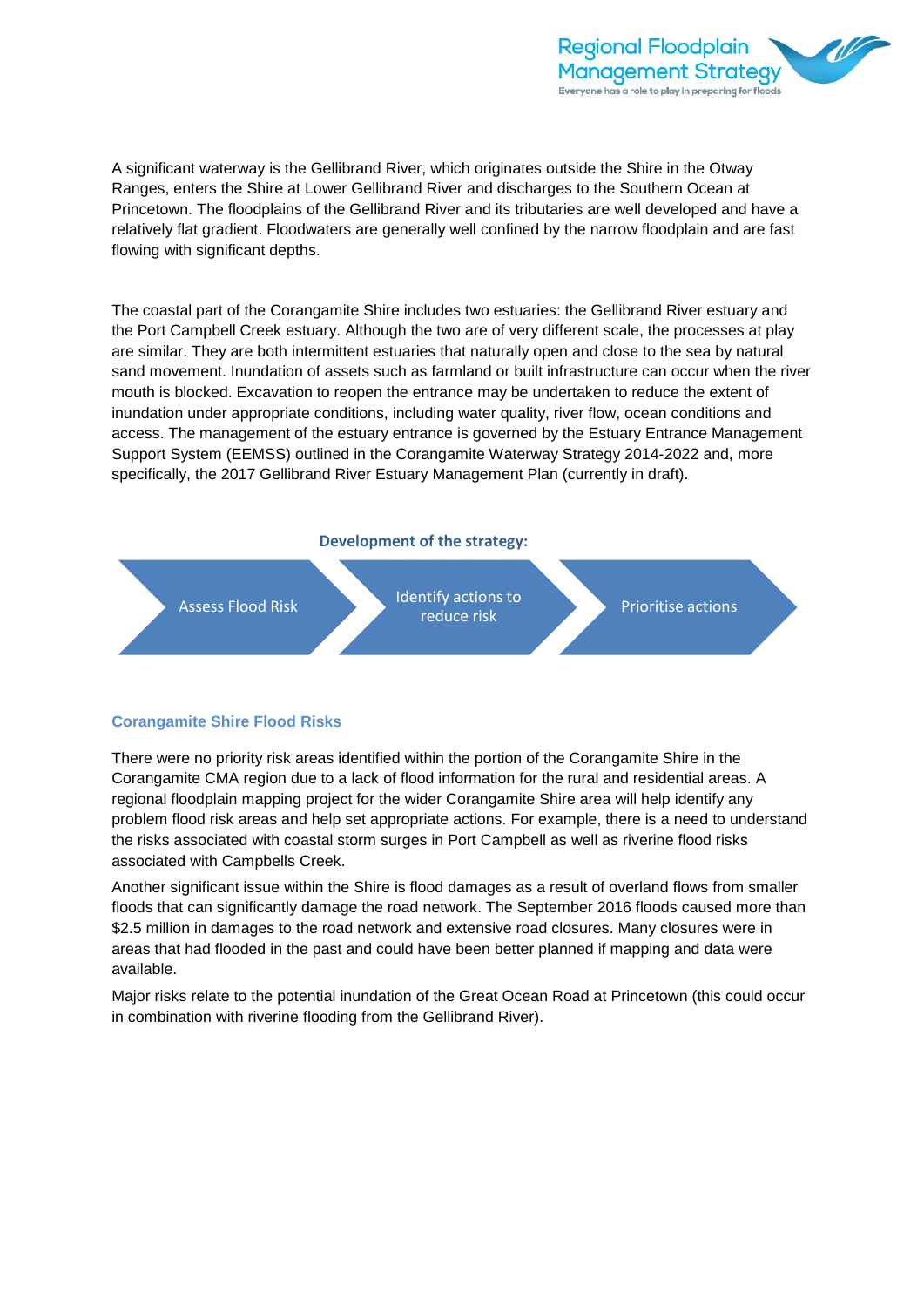A significant waterway is the Gellibrand River, which originates outside the Shire in the Otway Ranges, enters the Shire at Lower Gellibrand River and discharges to the Southern Ocean at Princetown. The floodplains of the Gellibrand River and its tributaries are well developed and have a relatively flat gradient. Floodwaters are generally well confined by the narrow floodplain and are fast flowing with significant depths.

The coastal part of the Corangamite Shire includes two estuaries: the Gellibrand River estuary and the Port Campbell Creek estuary. Although the two are of very different scale, the processes at play are similar. They are both intermittent estuaries that naturally open and close to the sea by natural sand movement. Inundation of assets such as farmland or built infrastructure can occur when the river mouth is blocked. Excavation to reopen the entrance may be undertaken to reduce the extent of inundation under appropriate conditions, including water quality, river flow, ocean conditions and access. The management of the estuary entrance is governed by the Estuary Entrance Management Support System (EEMSS) outlined in the Corangamite Waterway Strategy 2014-2022 and, more specifically, the 2017 Gellibrand River Estuary Management Plan (currently in draft).

**Development of the strategy:**

Assess Flood Risk → Identify actions to reduce risk → Prioritise actions

## Corangamite Shire Flood Risks

There were no priority risk areas identified within the portion of the Corangamite Shire in the Corangamite CMA region due to a lack of flood information for the rural and residential areas. A regional floodplain mapping project for the wider Corangamite Shire area will help identify any problem flood risk areas and help set appropriate actions. For example, there is a need to understand the risks associated with coastal storm surges in Port Campbell as well as riverine flood risks associated with Campbells Creek.

Another significant issue within the Shire is flood damages as a result of overland flows from smaller floods that can significantly damage the road network. The September 2016 floods caused more than $2.5 million in damages to the road network and extensive road closures. Many closures were in areas that had flooded in the past and could have been better planned if mapping and data were available.

Major risks relate to the potential inundation of the Great Ocean Road at Princetown (this could occur in combination with riverine flooding from the Gellibrand River).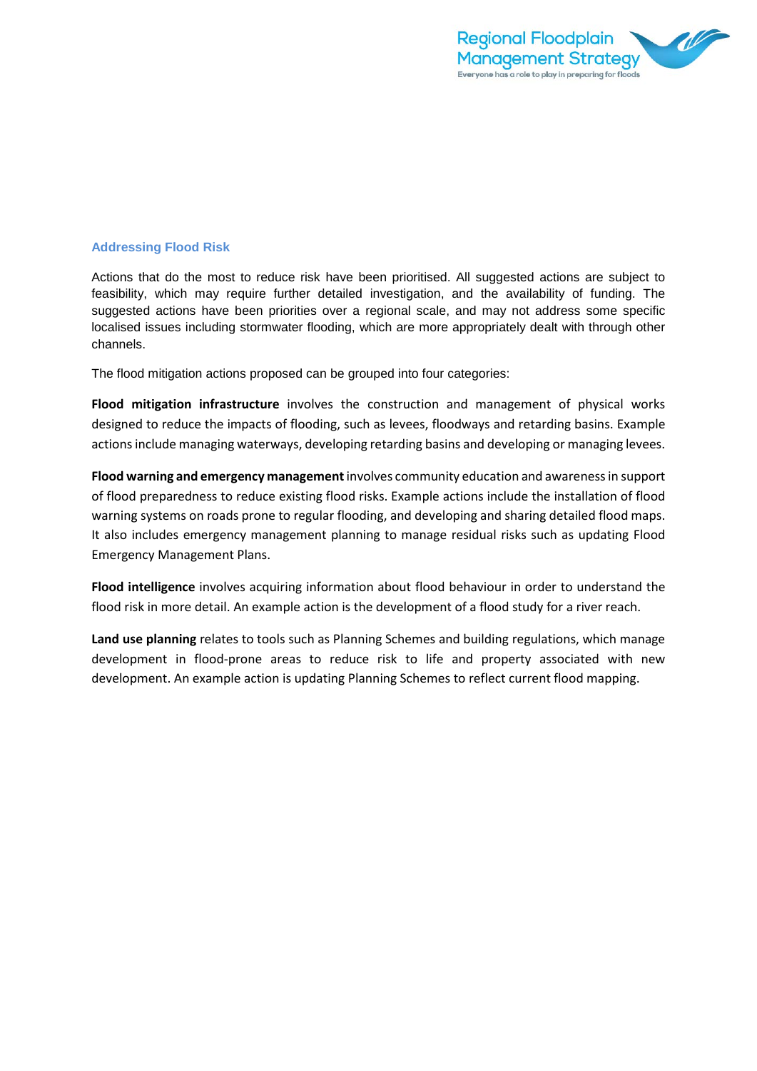## Addressing Flood Risk

Actions that do the most to reduce risk have been prioritised. All suggested actions are subject to feasibility, which may require further detailed investigation, and the availability of funding. The suggested actions have been priorities over a regional scale, and may not address some specific localised issues including stormwater flooding, which are more appropriately dealt with through other channels.

The flood mitigation actions proposed can be grouped into four categories:

**Flood mitigation infrastructure** involves the construction and management of physical works designed to reduce the impacts of flooding, such as levees, floodways and retarding basins. Example actions include managing waterways, developing retarding basins and developing or managing levees.

**Flood warning and emergency management** involves community education and awareness in support of flood preparedness to reduce existing flood risks. Example actions include the installation of flood warning systems on roads prone to regular flooding, and developing and sharing detailed flood maps. It also includes emergency management planning to manage residual risks such as updating Flood Emergency Management Plans.

**Flood intelligence** involves acquiring information about flood behaviour in order to understand the flood risk in more detail. An example action is the development of a flood study for a river reach.

**Land use planning** relates to tools such as Planning Schemes and building regulations, which manage development in flood-prone areas to reduce risk to life and property associated with new development. An example action is updating Planning Schemes to reflect current flood mapping.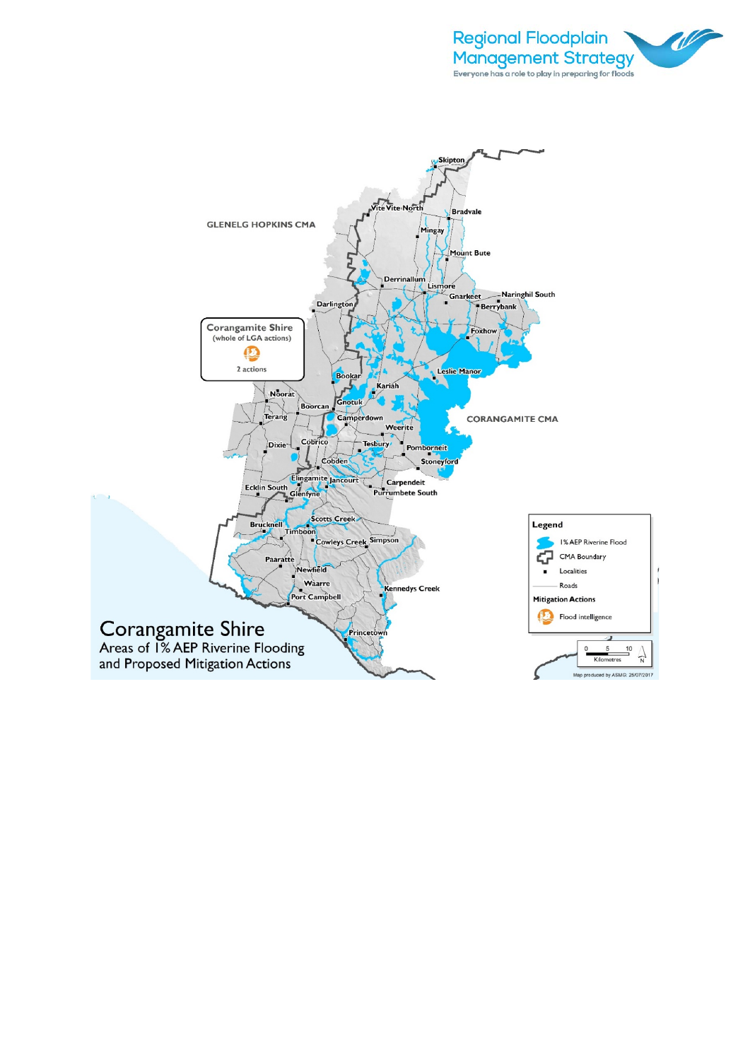Corangamite Shire

Areas of 1% AEP Riverine Flooding and Proposed Mitigation Actions

GLENELG HOPKINS CMA

CORANGAMITE CMA

Corangamite Shire (whole of LGA actions)

2 actions

Skipton, Vite Vite North, Bradvale, Mingay, Mount Bute, Derrinallum, Lismore, Gnarkeet, Naringhil South, Berrybank, Darlington, Foxhow, Leslie Manor, Bookar, Kariah, Noorat, Gnotuk, Boorcan, Terang, Camperdown, Weerite, Dixie, Cobrico, Tesbury, Pomborneit, Cobden, Stoneyford, Elingamite, Jancourt, Carpendeit, Ecklin South, Glenfyne, Purrumbete South, Scotts Creek, Bucknell, Timboon, Cowleys Creek, Simpson, Paaratte, Newfield, Waarre, Kennedys Creek, Port Campbell, Princetown

Legend

- 1% AEP Riverine Flood
- CMA Boundary
- Localities
- Roads

Mitigation Actions

- Flood intelligence

0 5 10 Kilometres

Map produced by ASMG: 25/07/2017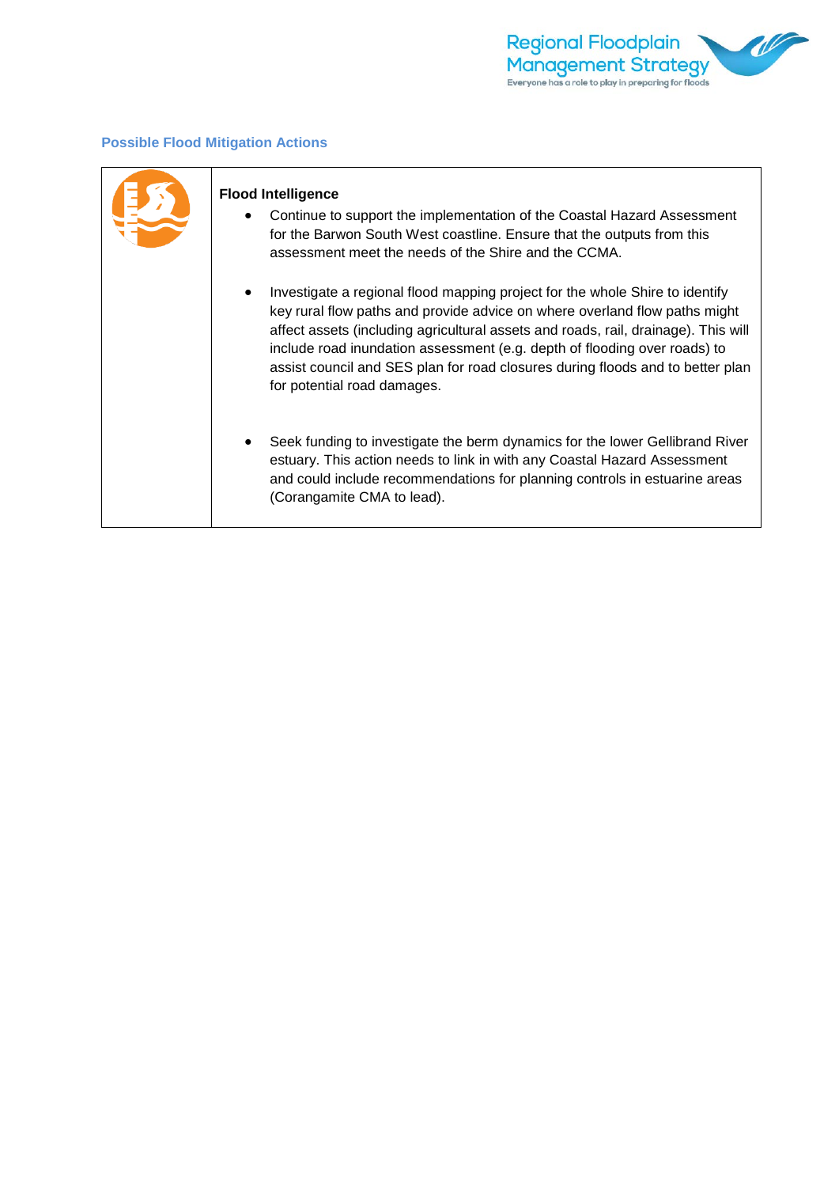## Possible Flood Mitigation Actions

| | |
|---|---|
| | **Flood Intelligence**<br>• Continue to support the implementation of the Coastal Hazard Assessment for the Barwon South West coastline. Ensure that the outputs from this assessment meet the needs of the Shire and the CCMA.<br><br>• Investigate a regional flood mapping project for the whole Shire to identify key rural flow paths and provide advice on where overland flow paths might affect assets (including agricultural assets and roads, rail, drainage). This will include road inundation assessment (e.g. depth of flooding over roads) to assist council and SES plan for road closures during floods and to better plan for potential road damages.<br><br>• Seek funding to investigate the berm dynamics for the lower Gellibrand River estuary. This action needs to link in with any Coastal Hazard Assessment and could include recommendations for planning controls in estuarine areas (Corangamite CMA to lead). |